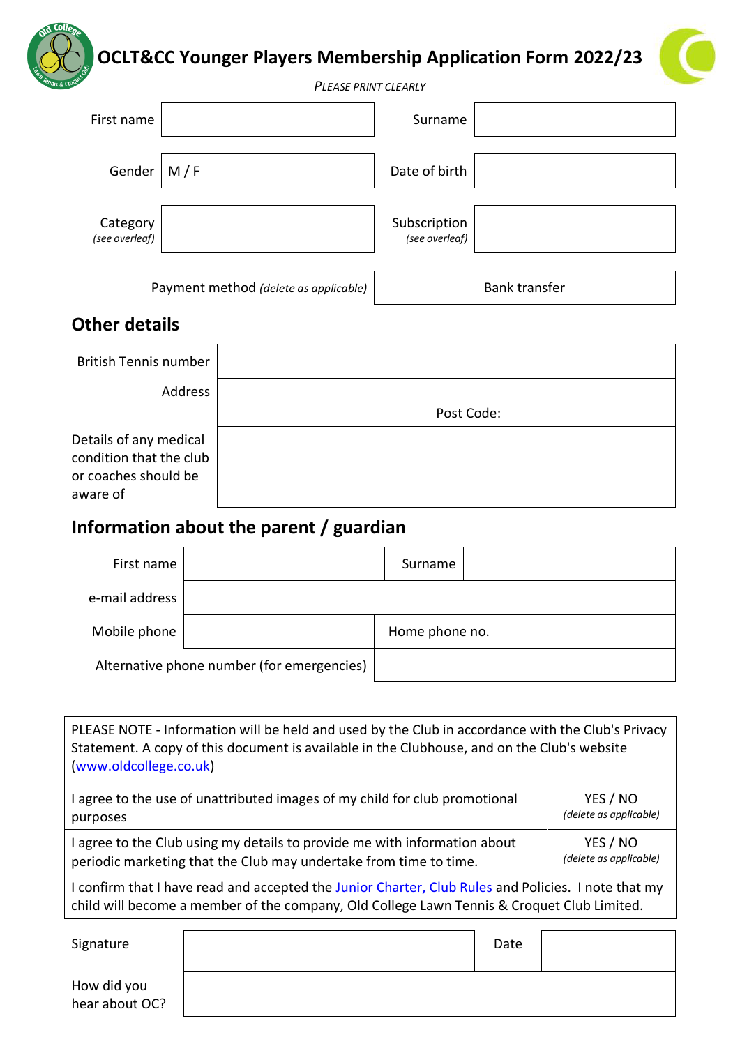# OCLT&CC Younger Players Membership Application Form 2022/23

*PLEASE PRINT CLEARLY*

| | | | |
|---|---|---|---|
| First name | | Surname | |
| Gender | M / F | Date of birth | |
| Category *(see overleaf)* | | Subscription *(see overleaf)* | |
| Payment method *(delete as applicable)* | | Bank transfer | |

## Other details

| | |
|---|---|
| British Tennis number | |
| Address | Post Code: |
| Details of any medical condition that the club or coaches should be aware of | |

## Information about the parent / guardian

| | | | |
|---|---|---|---|
| First name | | Surname | |
| e-mail address | | | |
| Mobile phone | | Home phone no. | |
| Alternative phone number (for emergencies) | | | |

| | |
|---|---|
| PLEASE NOTE - Information will be held and used by the Club in accordance with the Club's Privacy Statement. A copy of this document is available in the Clubhouse, and on the Club's website (www.oldcollege.co.uk) | |
| I agree to the use of unattributed images of my child for club promotional purposes | YES / NO *(delete as applicable)* |
| I agree to the Club using my details to provide me with information about periodic marketing that the Club may undertake from time to time. | YES / NO *(delete as applicable)* |
| I confirm that I have read and accepted the Junior Charter, Club Rules and Policies. I note that my child will become a member of the company, Old College Lawn Tennis & Croquet Club Limited. | |

| | | | |
|---|---|---|---|
| Signature | | Date | |
| How did you hear about OC? | | | |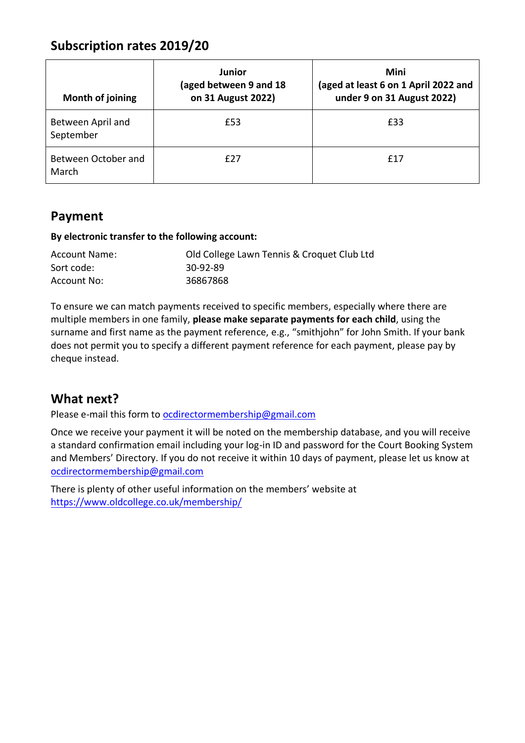## Subscription rates 2019/20

| Month of joining | Junior (aged between 9 and 18 on 31 August 2022) | Mini (aged at least 6 on 1 April 2022 and under 9 on 31 August 2022) |
|---|---|---|
| Between April and September | £53 | £33 |
| Between October and March | £27 | £17 |

## Payment

**By electronic transfer to the following account:**

| | |
|---|---|
| Account Name: | Old College Lawn Tennis & Croquet Club Ltd |
| Sort code: | 30-92-89 |
| Account No: | 36867868 |

To ensure we can match payments received to specific members, especially where there are multiple members in one family, **please make separate payments for each child**, using the surname and first name as the payment reference, e.g., "smithjohn" for John Smith. If your bank does not permit you to specify a different payment reference for each payment, please pay by cheque instead.

## What next?

Please e-mail this form to ocdirectormembership@gmail.com

Once we receive your payment it will be noted on the membership database, and you will receive a standard confirmation email including your log-in ID and password for the Court Booking System and Members' Directory. If you do not receive it within 10 days of payment, please let us know at ocdirectormembership@gmail.com

There is plenty of other useful information on the members' website at https://www.oldcollege.co.uk/membership/